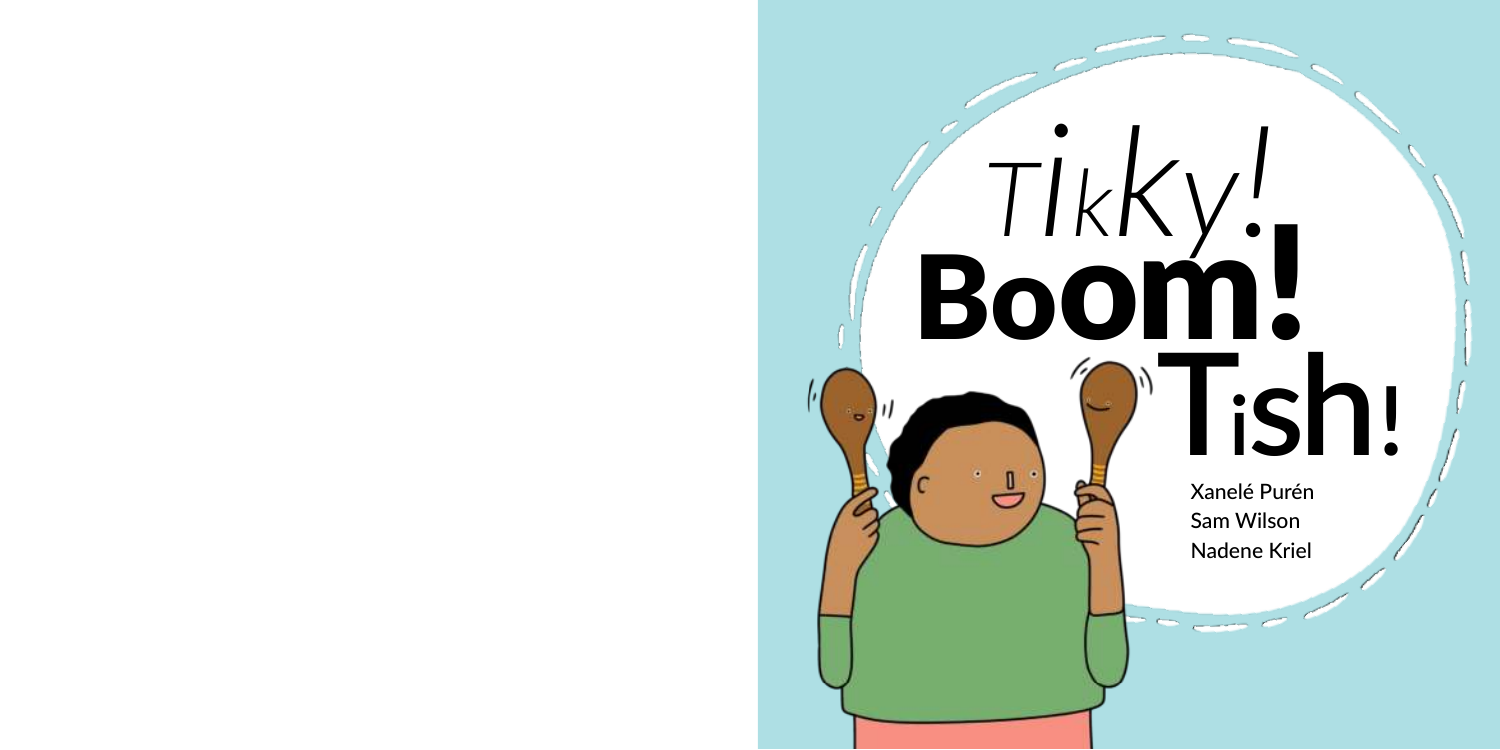# Tikky! Boom! Tish!

Xanelé Purén
Sam Wilson
Nadene Kriel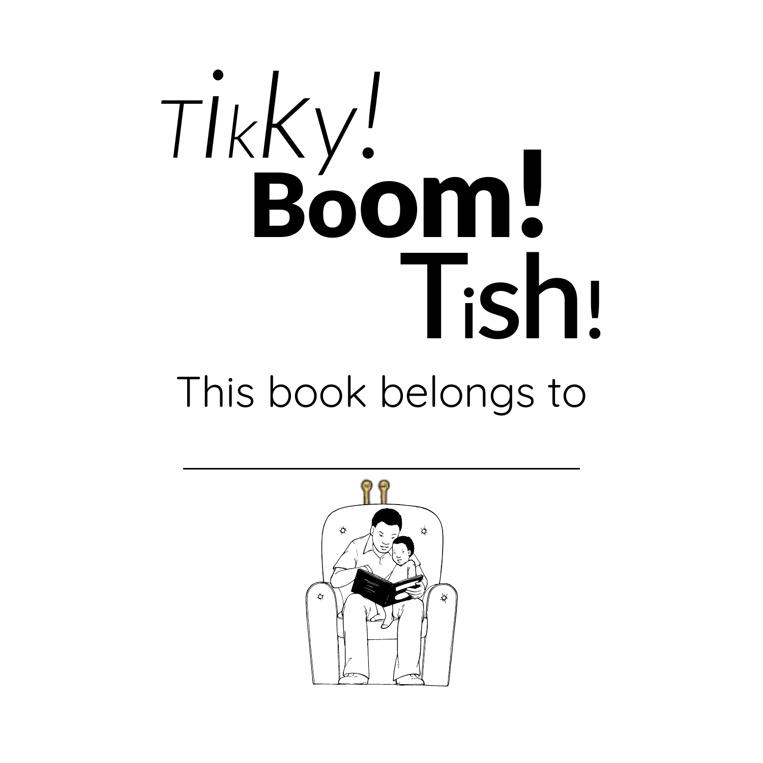# Tikky! Boom! Tish!

This book belongs to

\_\_\_\_\_\_\_\_\_\_\_\_\_\_\_\_\_\_\_\_\_\_\_\_\_\_\_\_\_\_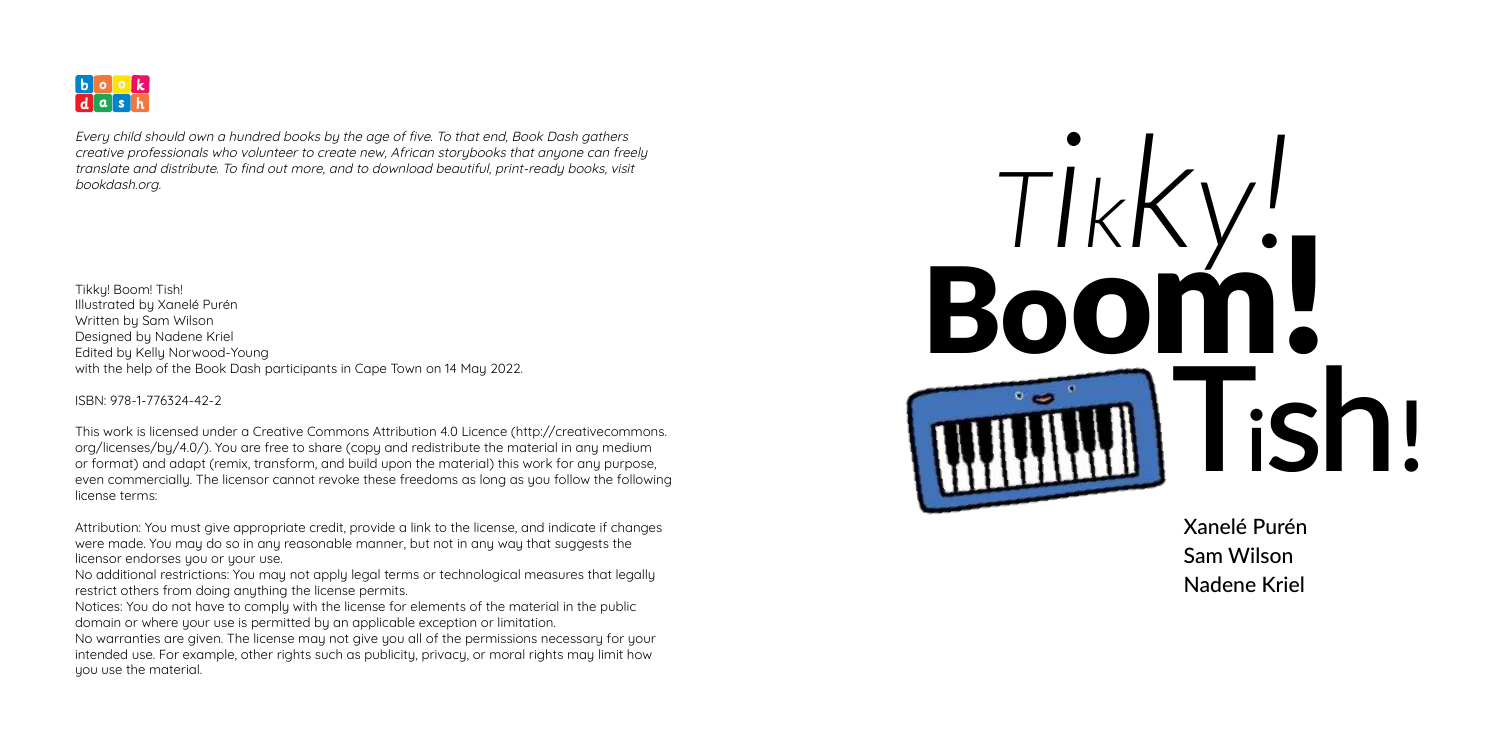book dash

*Every child should own a hundred books by the age of five. To that end, Book Dash gathers creative professionals who volunteer to create new, African storybooks that anyone can freely translate and distribute. To find out more, and to download beautiful, print-ready books, visit bookdash.org.*

Tikky! Boom! Tish!
Illustrated by Xanelé Purén
Written by Sam Wilson
Designed by Nadene Kriel
Edited by Kelly Norwood-Young
with the help of the Book Dash participants in Cape Town on 14 May 2022.

ISBN: 978-1-776324-42-2

This work is licensed under a Creative Commons Attribution 4.0 Licence (http://creativecommons.org/licenses/by/4.0/). You are free to share (copy and redistribute the material in any medium or format) and adapt (remix, transform, and build upon the material) this work for any purpose, even commercially. The licensor cannot revoke these freedoms as long as you follow the following license terms:

Attribution: You must give appropriate credit, provide a link to the license, and indicate if changes were made. You may do so in any reasonable manner, but not in any way that suggests the licensor endorses you or your use.
No additional restrictions: You may not apply legal terms or technological measures that legally restrict others from doing anything the license permits.
Notices: You do not have to comply with the license for elements of the material in the public domain or where your use is permitted by an applicable exception or limitation.
No warranties are given. The license may not give you all of the permissions necessary for your intended use. For example, other rights such as publicity, privacy, or moral rights may limit how you use the material.

# Tikky! Boom! Tish!

Xanelé Purén
Sam Wilson
Nadene Kriel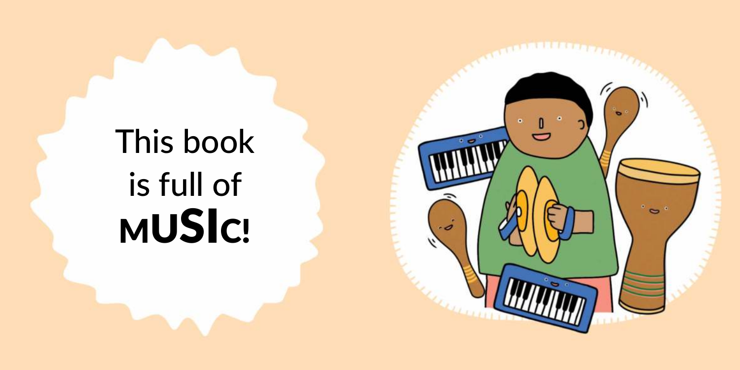This book is full of MUSIC!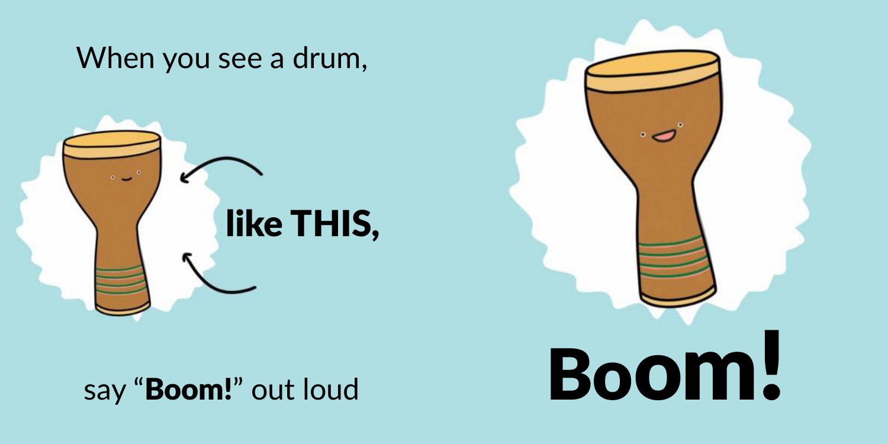When you see a drum,

**like THIS,**

say "**Boom!**" out loud

# Boom!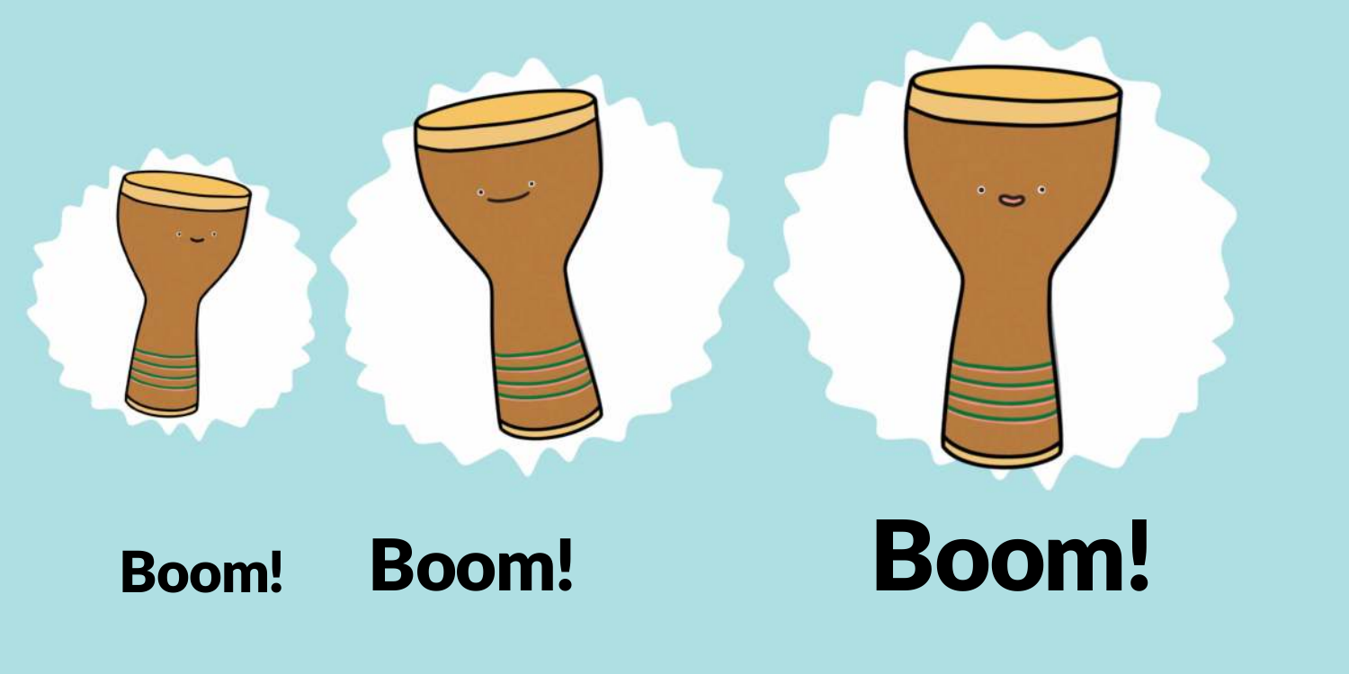Boom! Boom! Boom!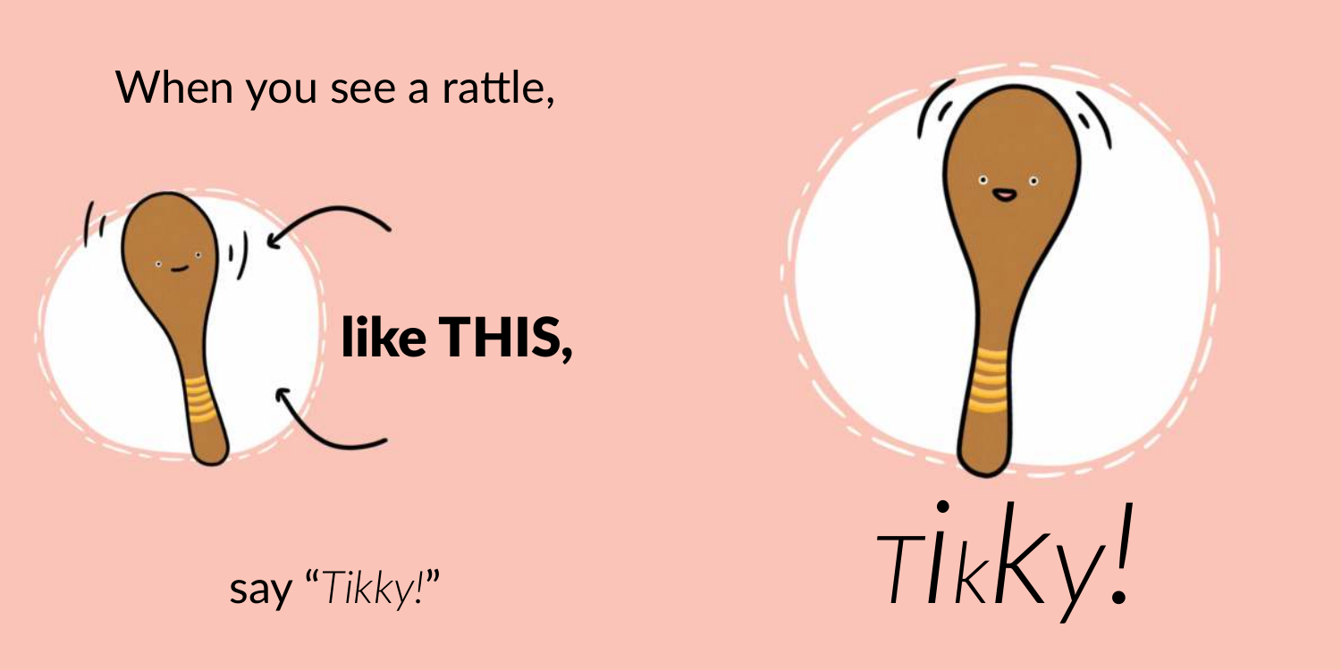When you see a rattle,

**like THIS,**

say "*Tikky!*"

*Tikky!*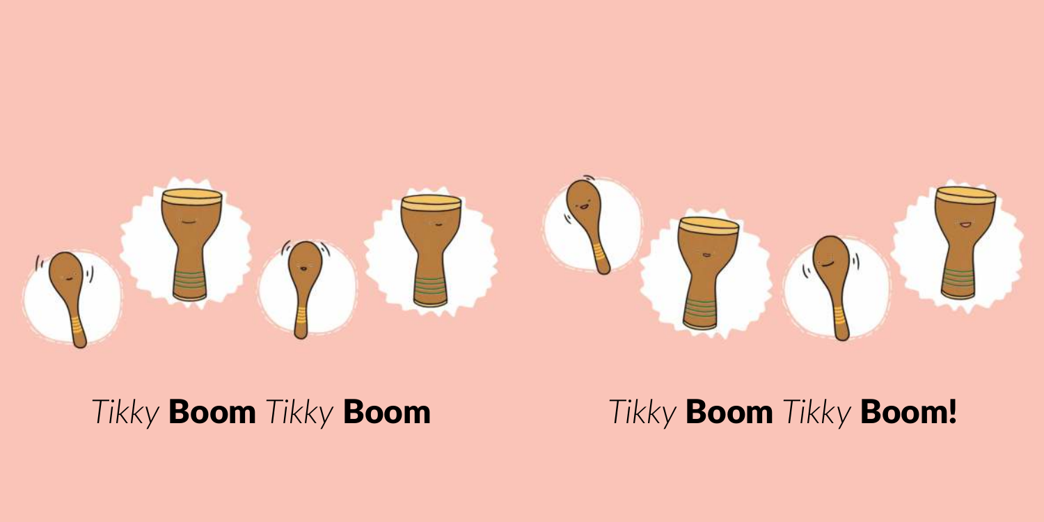*Tikky* **Boom** *Tikky* **Boom**

*Tikky* **Boom** *Tikky* **Boom!**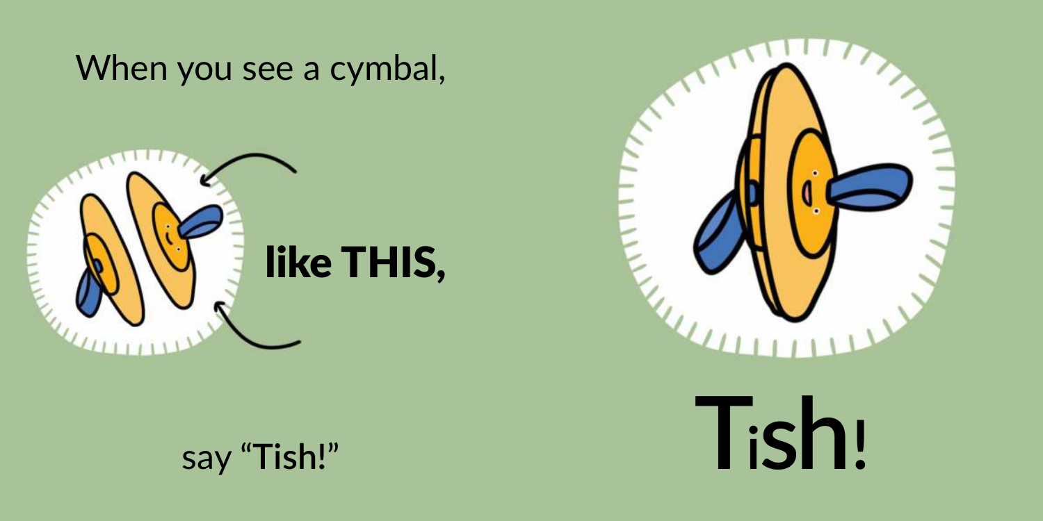When you see a cymbal,

**like THIS,**

say “Tish!”

# Tish!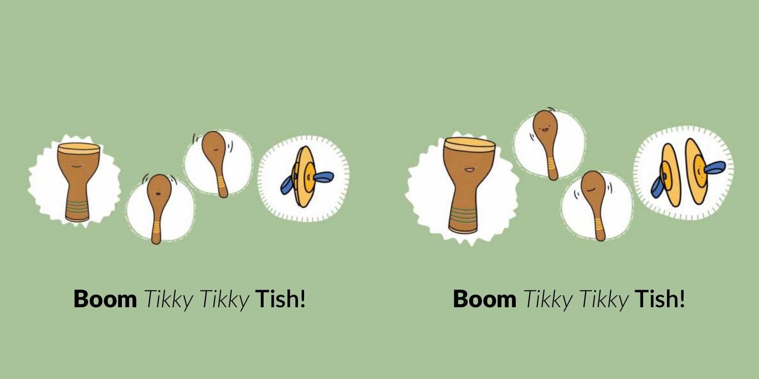**Boom** *Tikky Tikky* **Tish!**

**Boom** *Tikky Tikky* **Tish!**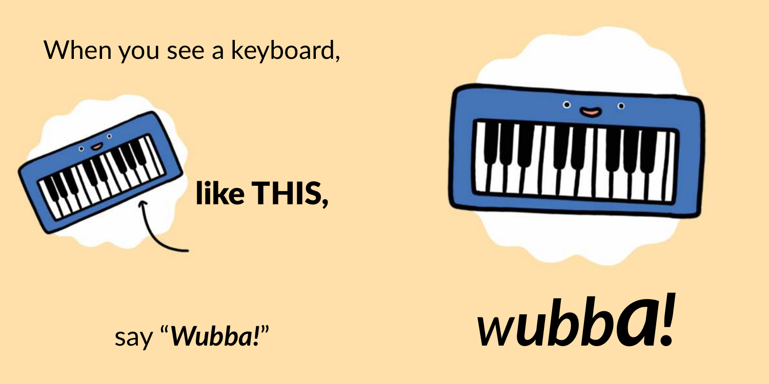When you see a keyboard,

**like THIS,**

say "***Wubba!***"

***wubba!***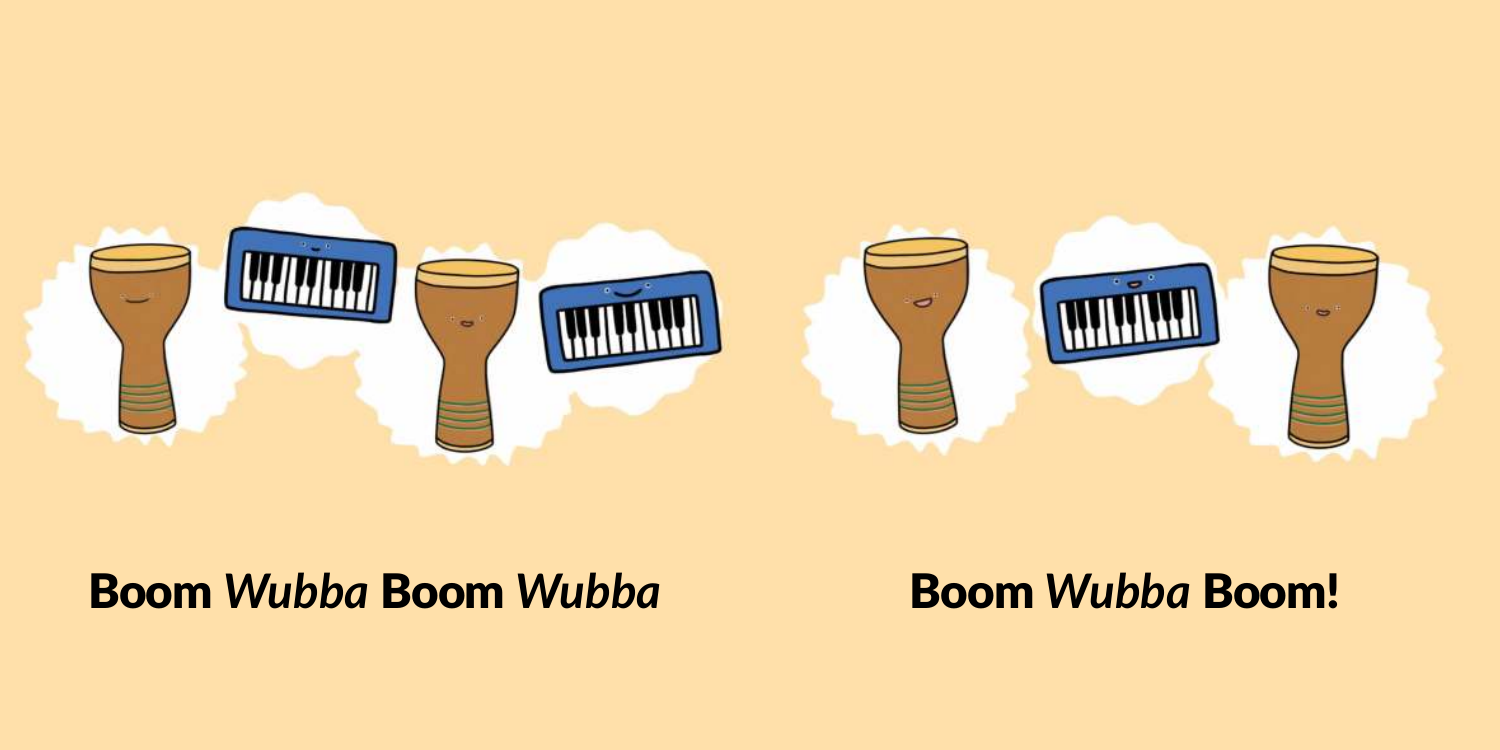Boom *Wubba* Boom *Wubba*

Boom *Wubba* Boom!